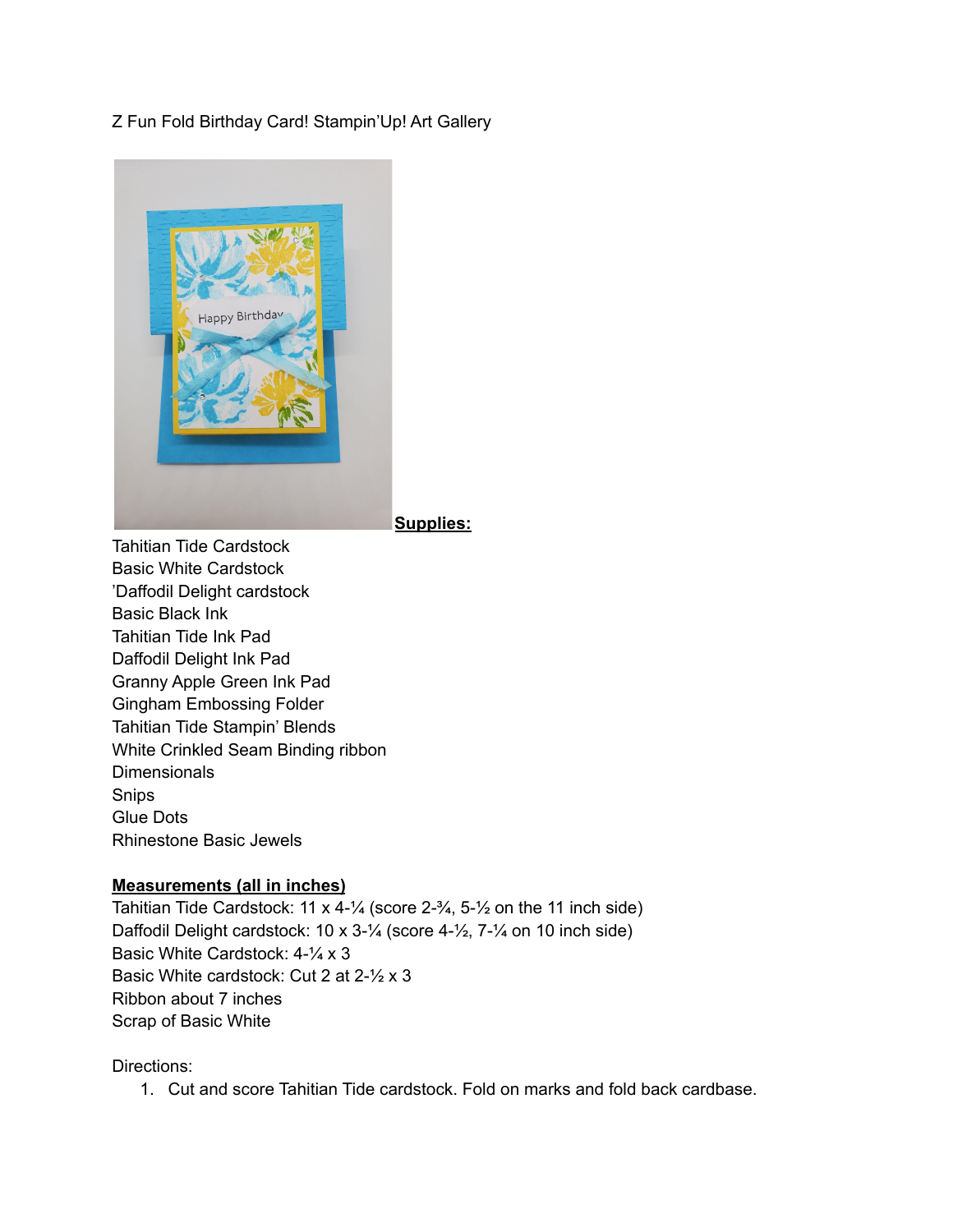Z Fun Fold Birthday Card! Stampin'Up! Art Gallery

**Supplies:**

Tahitian Tide Cardstock
Basic White Cardstock
'Daffodil Delight cardstock
Basic Black Ink
Tahitian Tide Ink Pad
Daffodil Delight Ink Pad
Granny Apple Green Ink Pad
Gingham Embossing Folder
Tahitian Tide Stampin' Blends
White Crinkled Seam Binding ribbon
Dimensionals
Snips
Glue Dots
Rhinestone Basic Jewels

**Measurements (all in inches)**

Tahitian Tide Cardstock: 11 x 4-¼ (score 2-¾, 5-½ on the 11 inch side)
Daffodil Delight cardstock: 10 x 3-¼ (score 4-½, 7-¼ on 10 inch side)
Basic White Cardstock: 4-¼ x 3
Basic White cardstock: Cut 2 at 2-½ x 3
Ribbon about 7 inches
Scrap of Basic White

Directions:

1. Cut and score Tahitian Tide cardstock. Fold on marks and fold back cardbase.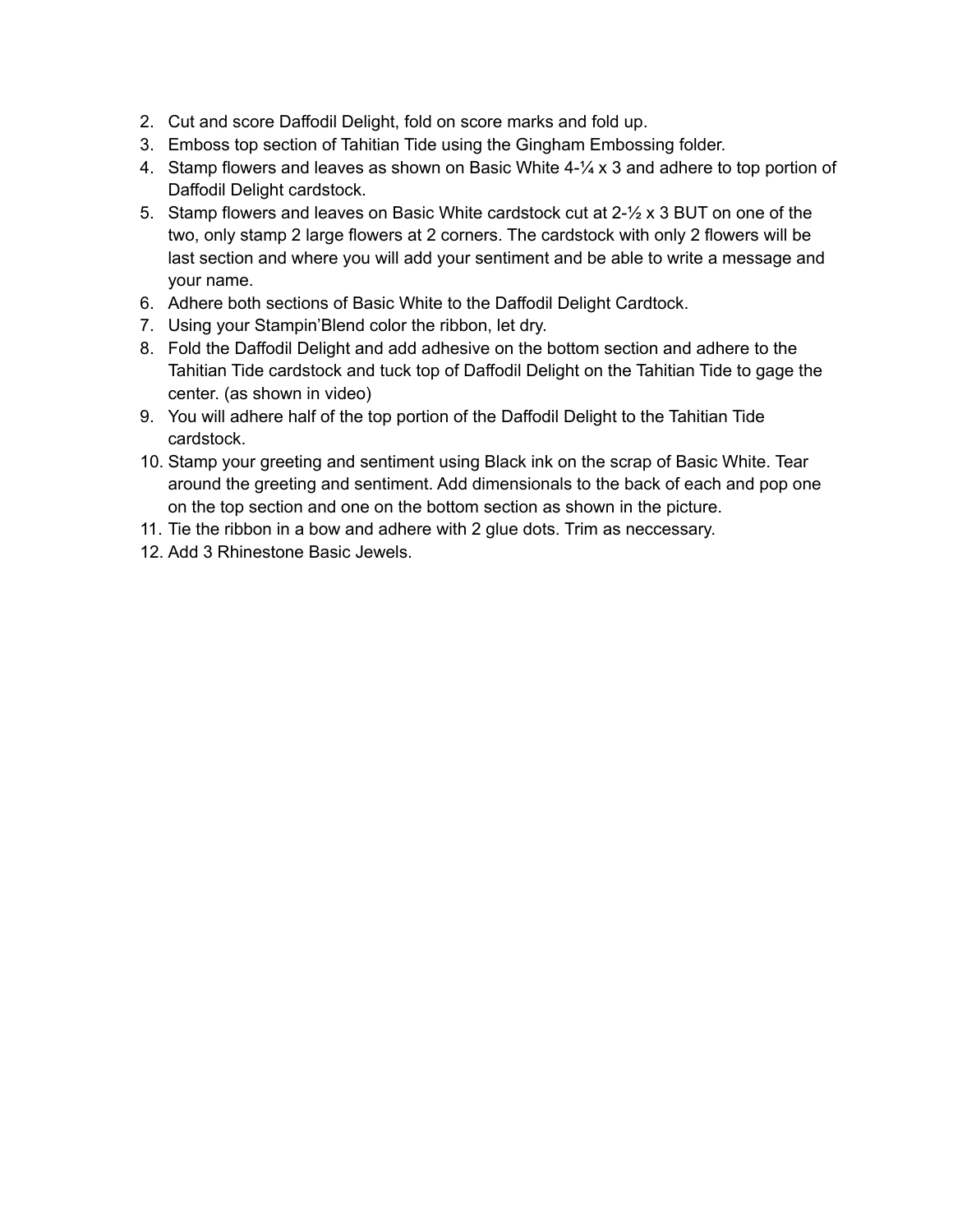2. Cut and score Daffodil Delight, fold on score marks and fold up.
3. Emboss top section of Tahitian Tide using the Gingham Embossing folder.
4. Stamp flowers and leaves as shown on Basic White 4-¼ x 3 and adhere to top portion of Daffodil Delight cardstock.
5. Stamp flowers and leaves on Basic White cardstock cut at 2-½ x 3 BUT on one of the two, only stamp 2 large flowers at 2 corners. The cardstock with only 2 flowers will be last section and where you will add your sentiment and be able to write a message and your name.
6. Adhere both sections of Basic White to the Daffodil Delight Cardtock.
7. Using your Stampin'Blend color the ribbon, let dry.
8. Fold the Daffodil Delight and add adhesive on the bottom section and adhere to the Tahitian Tide cardstock and tuck top of Daffodil Delight on the Tahitian Tide to gage the center. (as shown in video)
9. You will adhere half of the top portion of the Daffodil Delight to the Tahitian Tide cardstock.
10. Stamp your greeting and sentiment using Black ink on the scrap of Basic White. Tear around the greeting and sentiment. Add dimensionals to the back of each and pop one on the top section and one on the bottom section as shown in the picture.
11. Tie the ribbon in a bow and adhere with 2 glue dots. Trim as neccessary.
12. Add 3 Rhinestone Basic Jewels.